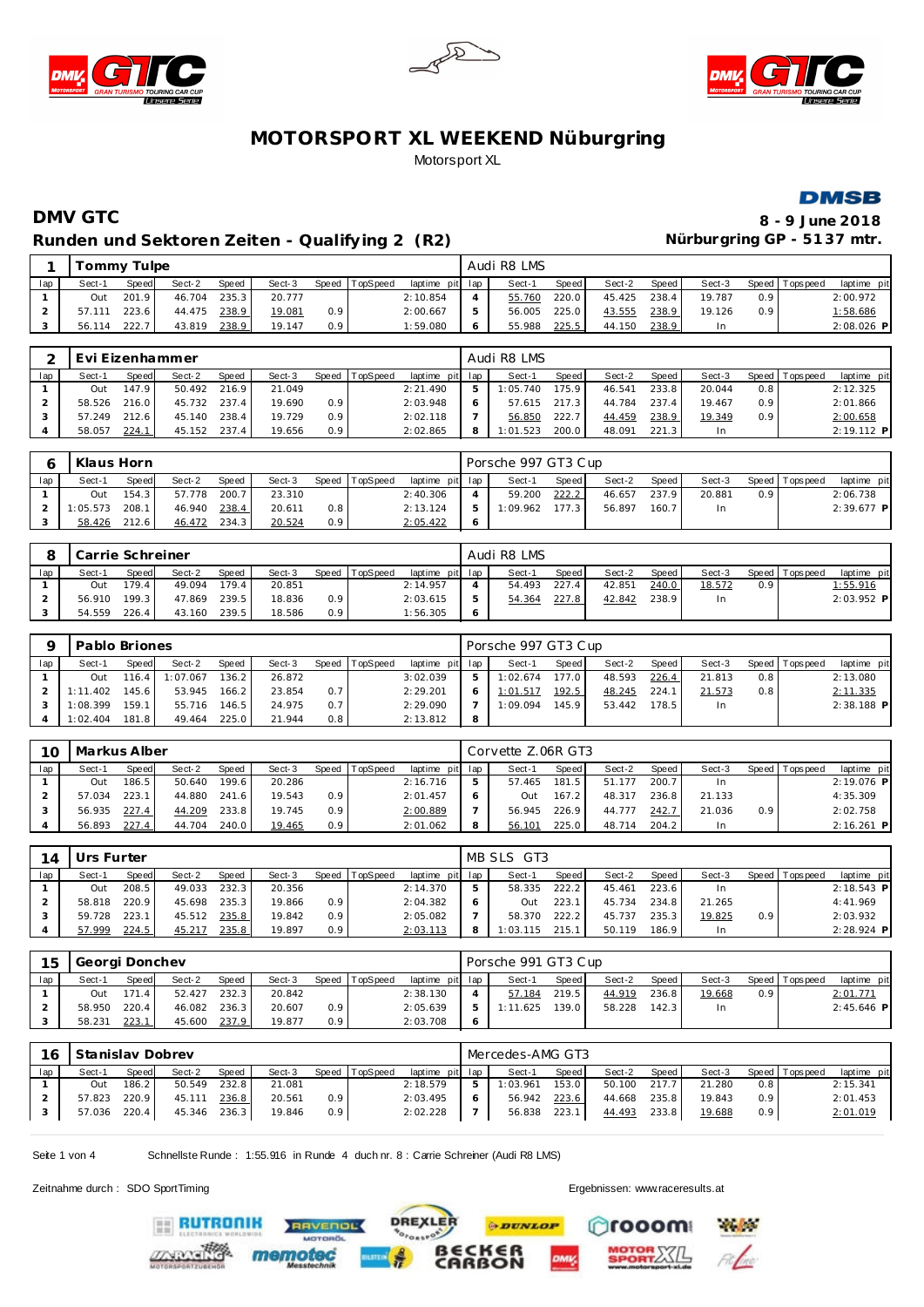# MOTORSPORT XL WEEKEND Nüburgring

Motorsport XL

## DMV GTC

**Runden und Sektoren Zeiten - Qualifying 2 (R2)**

**8 - 9 June 2018**

**Nürburgring GP - 5137 mtr.**

### 1 Tommy Tulpe — Audi R8 LMS

| lap | Sect-1 | Speed | Sect-2 | Speed | Sect-3 | Speed | TopSpeed | laptime | pit |
|---|---|---|---|---|---|---|---|---|---|
| 1 | Out | 201.9 | 46.704 | 235.3 | 20.777 | | | 2:10.854 | |
| 2 | 57.111 | 223.6 | 44.475 | 238.9 | 19.081 | 0.9 | | 2:00.667 | |
| 3 | 56.114 | 222.7 | 43.819 | 238.9 | 19.147 | 0.9 | | 1:59.080 | |
| 4 | 55.760 | 220.0 | 45.425 | 238.4 | 19.787 | 0.9 | | 2:00.972 | |
| 5 | 56.005 | 225.0 | 43.555 | 238.9 | 19.126 | 0.9 | | 1:58.686 | |
| 6 | 55.988 | 225.5 | 44.150 | 238.9 | In | | | 2:08.026 | P |

### 2 Evi Eizenhammer — Audi R8 LMS

| lap | Sect-1 | Speed | Sect-2 | Speed | Sect-3 | Speed | TopSpeed | laptime | pit |
|---|---|---|---|---|---|---|---|---|---|
| 1 | Out | 147.9 | 50.492 | 216.9 | 21.049 | | | 2:21.490 | |
| 2 | 58.526 | 216.0 | 45.732 | 237.4 | 19.690 | 0.9 | | 2:03.948 | |
| 3 | 57.249 | 212.6 | 45.140 | 238.4 | 19.729 | 0.9 | | 2:02.118 | |
| 4 | 58.057 | 224.1 | 45.152 | 237.4 | 19.656 | 0.9 | | 2:02.865 | |
| 5 | 1:05.740 | 175.9 | 46.541 | 233.8 | 20.044 | 0.8 | | 2:12.325 | |
| 6 | 57.615 | 217.3 | 44.784 | 237.4 | 19.467 | 0.9 | | 2:01.866 | |
| 7 | 56.850 | 222.7 | 44.459 | 238.9 | 19.349 | 0.9 | | 2:00.658 | |
| 8 | 1:01.523 | 200.0 | 48.091 | 221.3 | In | | | 2:19.112 | P |

### 6 Klaus Horn — Porsche 997 GT3 Cup

| lap | Sect-1 | Speed | Sect-2 | Speed | Sect-3 | Speed | TopSpeed | laptime | pit |
|---|---|---|---|---|---|---|---|---|---|
| 1 | Out | 154.3 | 57.778 | 200.7 | 23.310 | | | 2:40.306 | |
| 2 | 1:05.573 | 208.1 | 46.940 | 238.4 | 20.611 | 0.8 | | 2:13.124 | |
| 3 | 58.426 | 212.6 | 46.472 | 234.3 | 20.524 | 0.9 | | 2:05.422 | |
| 4 | 59.200 | 222.2 | 46.657 | 237.9 | 20.881 | 0.9 | | 2:06.738 | |
| 5 | 1:09.962 | 177.3 | 56.897 | 160.7 | In | | | 2:39.677 | P |
| 6 | | | | | | | | | |

### 8 Carrie Schreiner — Audi R8 LMS

| lap | Sect-1 | Speed | Sect-2 | Speed | Sect-3 | Speed | TopSpeed | laptime | pit |
|---|---|---|---|---|---|---|---|---|---|
| 1 | Out | 179.4 | 49.094 | 179.4 | 20.851 | | | 2:14.957 | |
| 2 | 56.910 | 199.3 | 47.869 | 239.5 | 18.836 | 0.9 | | 2:03.615 | |
| 3 | 54.559 | 226.4 | 43.160 | 239.5 | 18.586 | 0.9 | | 1:56.305 | |
| 4 | 54.493 | 227.4 | 42.851 | 240.0 | 18.572 | 0.9 | | 1:55.916 | |
| 5 | 54.364 | 227.8 | 42.842 | 238.9 | In | | | 2:03.952 | P |
| 6 | | | | | | | | | |

### 9 Pablo Briones — Porsche 997 GT3 Cup

| lap | Sect-1 | Speed | Sect-2 | Speed | Sect-3 | Speed | TopSpeed | laptime | pit |
|---|---|---|---|---|---|---|---|---|---|
| 1 | Out | 116.4 | 1:07.067 | 136.2 | 26.872 | | | 3:02.039 | |
| 2 | 1:11.402 | 145.6 | 53.945 | 166.2 | 23.854 | 0.7 | | 2:29.201 | |
| 3 | 1:08.399 | 159.1 | 55.716 | 146.5 | 24.975 | 0.7 | | 2:29.090 | |
| 4 | 1:02.404 | 181.8 | 49.464 | 225.0 | 21.944 | 0.8 | | 2:13.812 | |
| 5 | 1:02.674 | 177.0 | 48.593 | 226.4 | 21.813 | 0.8 | | 2:13.080 | |
| 6 | 1:01.517 | 192.5 | 48.245 | 224.1 | 21.573 | 0.8 | | 2:11.335 | |
| 7 | 1:09.094 | 145.9 | 53.442 | 178.5 | In | | | 2:38.188 | P |
| 8 | | | | | | | | | |

### 10 Markus Alber — Corvette Z.06R GT3

| lap | Sect-1 | Speed | Sect-2 | Speed | Sect-3 | Speed | TopSpeed | laptime | pit |
|---|---|---|---|---|---|---|---|---|---|
| 1 | Out | 186.5 | 50.640 | 199.6 | 20.286 | | | 2:16.716 | |
| 2 | 57.034 | 223.1 | 44.880 | 241.6 | 19.543 | 0.9 | | 2:01.457 | |
| 3 | 56.935 | 227.4 | 44.209 | 233.8 | 19.745 | 0.9 | | 2:00.889 | |
| 4 | 56.893 | 227.4 | 44.704 | 240.0 | 19.465 | 0.9 | | 2:01.062 | |
| 5 | 57.465 | 181.5 | 51.177 | 200.7 | In | | | 2:19.076 | P |
| 6 | Out | 167.2 | 48.317 | 236.8 | 21.133 | | | 4:35.309 | |
| 7 | 56.945 | 226.9 | 44.777 | 242.7 | 21.036 | 0.9 | | 2:02.758 | |
| 8 | 56.101 | 225.0 | 48.714 | 204.2 | In | | | 2:16.261 | P |

### 14 Urs Furter — MB SLS GT3

| lap | Sect-1 | Speed | Sect-2 | Speed | Sect-3 | Speed | TopSpeed | laptime | pit |
|---|---|---|---|---|---|---|---|---|---|
| 1 | Out | 208.5 | 49.033 | 232.3 | 20.356 | | | 2:14.370 | |
| 2 | 58.818 | 220.9 | 45.698 | 235.3 | 19.866 | 0.9 | | 2:04.382 | |
| 3 | 59.728 | 223.1 | 45.512 | 235.8 | 19.842 | 0.9 | | 2:05.082 | |
| 4 | 57.999 | 224.5 | 45.217 | 235.8 | 19.897 | 0.9 | | 2:03.113 | |
| 5 | 58.335 | 222.2 | 45.461 | 223.6 | In | | | 2:18.543 | P |
| 6 | Out | 223.1 | 45.734 | 234.8 | 21.265 | | | 4:41.969 | |
| 7 | 58.370 | 222.2 | 45.737 | 235.3 | 19.825 | 0.9 | | 2:03.932 | |
| 8 | 1:03.115 | 215.1 | 50.119 | 186.9 | In | | | 2:28.924 | P |

### 15 Georgi Donchev — Porsche 991 GT3 Cup

| lap | Sect-1 | Speed | Sect-2 | Speed | Sect-3 | Speed | TopSpeed | laptime | pit |
|---|---|---|---|---|---|---|---|---|---|
| 1 | Out | 171.4 | 52.427 | 232.3 | 20.842 | | | 2:38.130 | |
| 2 | 58.950 | 220.4 | 46.082 | 236.3 | 20.607 | 0.9 | | 2:05.639 | |
| 3 | 58.231 | 223.1 | 45.600 | 237.9 | 19.877 | 0.9 | | 2:03.708 | |
| 4 | 57.184 | 219.5 | 44.919 | 236.8 | 19.668 | 0.9 | | 2:01.771 | |
| 5 | 1:11.625 | 139.0 | 58.228 | 142.3 | In | | | 2:45.646 | P |
| 6 | | | | | | | | | |

### 16 Stanislav Dobrev — Mercedes-AMG GT3

| lap | Sect-1 | Speed | Sect-2 | Speed | Sect-3 | Speed | TopSpeed | laptime | pit |
|---|---|---|---|---|---|---|---|---|---|
| 1 | Out | 186.2 | 50.549 | 232.8 | 21.081 | | | 2:18.579 | |
| 2 | 57.823 | 220.9 | 45.111 | 236.8 | 20.561 | 0.9 | | 2:03.495 | |
| 3 | 57.036 | 220.4 | 45.346 | 236.3 | 19.846 | 0.9 | | 2:02.228 | |
| 5 | 1:03.961 | 153.0 | 50.100 | 217.7 | 21.280 | 0.8 | | 2:15.341 | |
| 6 | 56.942 | 223.6 | 44.668 | 235.8 | 19.843 | 0.9 | | 2:01.453 | |
| 7 | 56.838 | 223.1 | 44.493 | 233.8 | 19.688 | 0.9 | | 2:01.019 | |

Schnellste Runde : 1:55.916 in Runde 4 duch nr. 8 : Carrie Schreiner (Audi R8 LMS)

Zeitnahme durch : SDO SportTiming

Ergebnissen: www.raceresults.at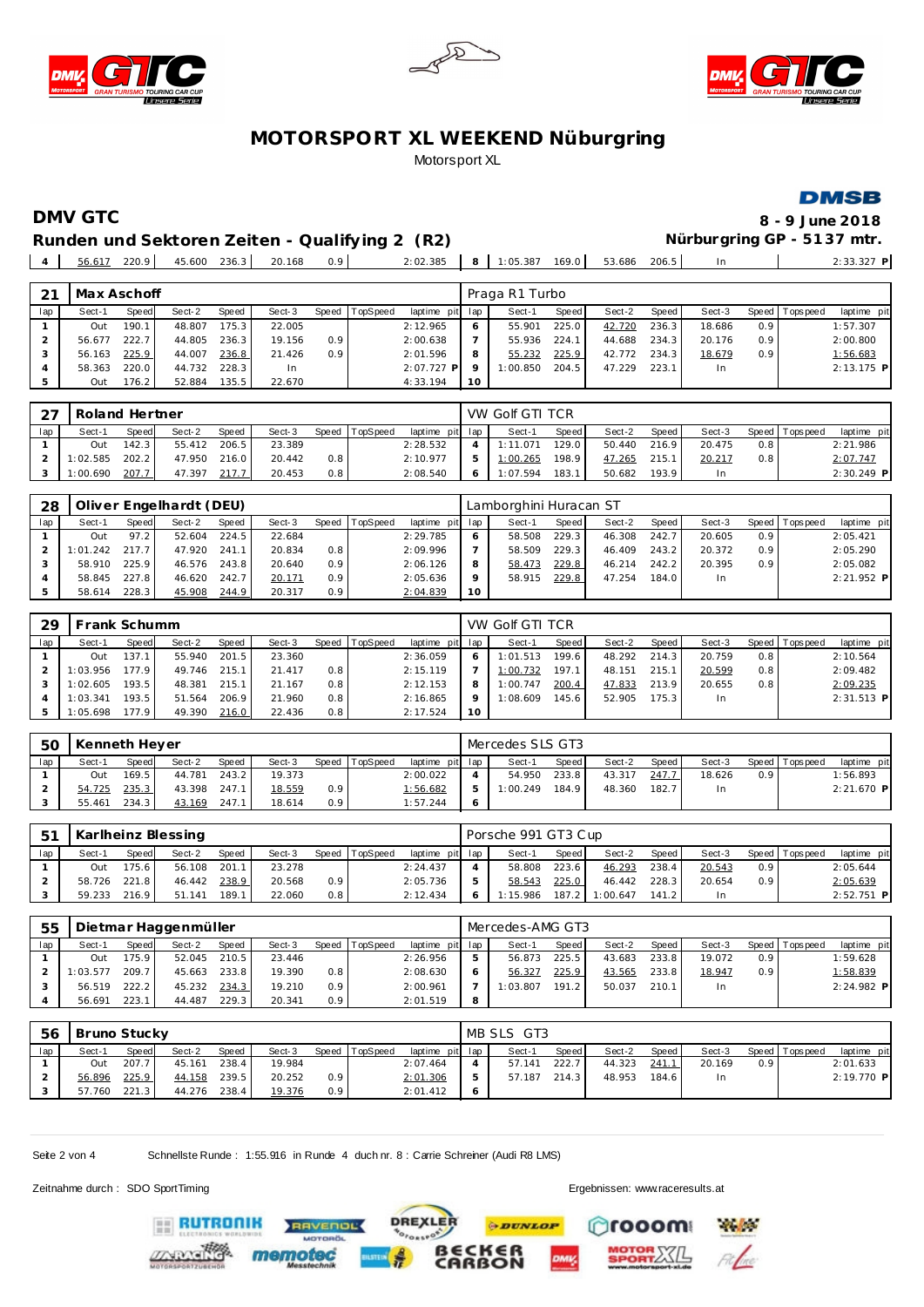# MOTORSPORT XL WEEKEND Nüburgring

Motorsport XL

## DMV GTC

**8 - 9 June 2018**

### Runden und Sektoren Zeiten - Qualifying 2 (R2)

**Nürburgring GP - 5137 mtr.**

| 4 | 56.617 | 220.9 | 45.600 | 236.3 | 20.168 | 0.9 | | 2:02.385 | 8 | 1:05.387 | 169.0 | 53.686 | 206.5 | In | | | 2:33.327 P |
|---|---|---|---|---|---|---|---|---|---|---|---|---|---|---|---|---|---|

**21 Max Aschoff** — Praga R1 Turbo

| lap | Sect-1 | Speed | Sect-2 | Speed | Sect-3 | Speed | TopSpeed | laptime pit | lap | Sect-1 | Speed | Sect-2 | Speed | Sect-3 | Speed | Topspeed | laptime pit |
|---|---|---|---|---|---|---|---|---|---|---|---|---|---|---|---|---|---|
| 1 | Out | 190.1 | 48.807 | 175.3 | 22.005 | | | 2:12.965 | 6 | 55.901 | 225.0 | 42.720 | 236.3 | 18.686 | 0.9 | | 1:57.307 |
| 2 | 56.677 | 222.7 | 44.805 | 236.3 | 19.156 | 0.9 | | 2:00.638 | 7 | 55.936 | 224.1 | 44.688 | 234.3 | 20.176 | 0.9 | | 2:00.800 |
| 3 | 56.163 | 225.9 | 44.007 | 236.8 | 21.426 | 0.9 | | 2:01.596 | 8 | 55.232 | 225.9 | 42.772 | 234.3 | 18.679 | 0.9 | | 1:56.683 |
| 4 | 58.363 | 220.0 | 44.732 | 228.3 | In | | | 2:07.727 P | 9 | 1:00.850 | 204.5 | 47.229 | 223.1 | In | | | 2:13.175 P |
| 5 | Out | 176.2 | 52.884 | 135.5 | 22.670 | | | 4:33.194 | 10 | | | | | | | | |

**27 Roland Hertner** — VW Golf GTI TCR

| lap | Sect-1 | Speed | Sect-2 | Speed | Sect-3 | Speed | TopSpeed | laptime pit | lap | Sect-1 | Speed | Sect-2 | Speed | Sect-3 | Speed | Topspeed | laptime pit |
|---|---|---|---|---|---|---|---|---|---|---|---|---|---|---|---|---|---|
| 1 | Out | 142.3 | 55.412 | 206.5 | 23.389 | | | 2:28.532 | 4 | 1:11.071 | 129.0 | 50.440 | 216.9 | 20.475 | 0.8 | | 2:21.986 |
| 2 | 1:02.585 | 202.2 | 47.950 | 216.0 | 20.442 | 0.8 | | 2:10.977 | 5 | 1:00.265 | 198.9 | 47.265 | 215.1 | 20.217 | 0.8 | | 2:07.747 |
| 3 | 1:00.690 | 207.7 | 47.397 | 217.7 | 20.453 | 0.8 | | 2:08.540 | 6 | 1:07.594 | 183.1 | 50.682 | 193.9 | In | | | 2:30.249 P |

**28 Oliver Engelhardt (DEU)** — Lamborghini Huracan ST

| lap | Sect-1 | Speed | Sect-2 | Speed | Sect-3 | Speed | TopSpeed | laptime pit | lap | Sect-1 | Speed | Sect-2 | Speed | Sect-3 | Speed | Topspeed | laptime pit |
|---|---|---|---|---|---|---|---|---|---|---|---|---|---|---|---|---|---|
| 1 | Out | 97.2 | 52.604 | 224.5 | 22.684 | | | 2:29.785 | 6 | 58.508 | 229.3 | 46.308 | 242.7 | 20.605 | 0.9 | | 2:05.421 |
| 2 | 1:01.242 | 217.7 | 47.920 | 241.1 | 20.834 | 0.8 | | 2:09.996 | 7 | 58.509 | 229.3 | 46.409 | 243.2 | 20.372 | 0.9 | | 2:05.290 |
| 3 | 58.910 | 225.9 | 46.576 | 243.8 | 20.640 | 0.9 | | 2:06.126 | 8 | 58.473 | 229.8 | 46.214 | 242.2 | 20.395 | 0.9 | | 2:05.082 |
| 4 | 58.845 | 227.8 | 46.620 | 242.7 | 20.171 | 0.9 | | 2:05.636 | 9 | 58.915 | 229.8 | 47.254 | 184.0 | In | | | 2:21.952 P |
| 5 | 58.614 | 228.3 | 45.908 | 244.9 | 20.317 | 0.9 | | 2:04.839 | 10 | | | | | | | | |

**29 Frank Schumm** — VW Golf GTI TCR

| lap | Sect-1 | Speed | Sect-2 | Speed | Sect-3 | Speed | TopSpeed | laptime pit | lap | Sect-1 | Speed | Sect-2 | Speed | Sect-3 | Speed | Topspeed | laptime pit |
|---|---|---|---|---|---|---|---|---|---|---|---|---|---|---|---|---|---|
| 1 | Out | 137.1 | 55.940 | 201.5 | 23.360 | | | 2:36.059 | 6 | 1:01.513 | 199.6 | 48.292 | 214.3 | 20.759 | 0.8 | | 2:10.564 |
| 2 | 1:03.956 | 177.9 | 49.746 | 215.1 | 21.417 | 0.8 | | 2:15.119 | 7 | 1:00.732 | 197.1 | 48.151 | 215.1 | 20.599 | 0.8 | | 2:09.482 |
| 3 | 1:02.605 | 193.5 | 48.381 | 215.1 | 21.167 | 0.8 | | 2:12.153 | 8 | 1:00.747 | 200.4 | 47.833 | 213.9 | 20.655 | 0.8 | | 2:09.235 |
| 4 | 1:03.341 | 193.5 | 51.564 | 206.9 | 21.960 | 0.8 | | 2:16.865 | 9 | 1:08.609 | 145.6 | 52.905 | 175.3 | In | | | 2:31.513 P |
| 5 | 1:05.698 | 177.9 | 49.390 | 216.0 | 22.436 | 0.8 | | 2:17.524 | 10 | | | | | | | | |

**50 Kenneth Heyer** — Mercedes SLS GT3

| lap | Sect-1 | Speed | Sect-2 | Speed | Sect-3 | Speed | TopSpeed | laptime pit | lap | Sect-1 | Speed | Sect-2 | Speed | Sect-3 | Speed | Topspeed | laptime pit |
|---|---|---|---|---|---|---|---|---|---|---|---|---|---|---|---|---|---|
| 1 | Out | 169.5 | 44.781 | 243.2 | 19.373 | | | 2:00.022 | 4 | 54.950 | 233.8 | 43.317 | 247.7 | 18.626 | 0.9 | | 1:56.893 |
| 2 | 54.725 | 235.3 | 43.398 | 247.1 | 18.559 | 0.9 | | 1:56.682 | 5 | 1:00.249 | 184.9 | 48.360 | 182.7 | In | | | 2:21.670 P |
| 3 | 55.461 | 234.3 | 43.169 | 247.1 | 18.614 | 0.9 | | 1:57.244 | 6 | | | | | | | | |

**51 Karlheinz Blessing** — Porsche 991 GT3 Cup

| lap | Sect-1 | Speed | Sect-2 | Speed | Sect-3 | Speed | TopSpeed | laptime pit | lap | Sect-1 | Speed | Sect-2 | Speed | Sect-3 | Speed | Topspeed | laptime pit |
|---|---|---|---|---|---|---|---|---|---|---|---|---|---|---|---|---|---|
| 1 | Out | 175.6 | 56.108 | 201.1 | 23.278 | | | 2:24.437 | 4 | 58.808 | 223.6 | 46.293 | 238.4 | 20.543 | 0.9 | | 2:05.644 |
| 2 | 58.726 | 221.8 | 46.442 | 238.9 | 20.568 | 0.9 | | 2:05.736 | 5 | 58.543 | 225.0 | 46.442 | 228.3 | 20.654 | 0.9 | | 2:05.639 |
| 3 | 59.233 | 216.9 | 51.141 | 189.1 | 22.060 | 0.8 | | 2:12.434 | 6 | 1:15.986 | 187.2 | 1:00.647 | 141.2 | In | | | 2:52.751 P |

**55 Dietmar Haggenmüller** — Mercedes-AMG GT3

| lap | Sect-1 | Speed | Sect-2 | Speed | Sect-3 | Speed | TopSpeed | laptime pit | lap | Sect-1 | Speed | Sect-2 | Speed | Sect-3 | Speed | Topspeed | laptime pit |
|---|---|---|---|---|---|---|---|---|---|---|---|---|---|---|---|---|---|
| 1 | Out | 175.9 | 52.045 | 210.5 | 23.446 | | | 2:26.956 | 5 | 56.873 | 225.5 | 43.683 | 233.8 | 19.072 | 0.9 | | 1:59.628 |
| 2 | 1:03.577 | 209.7 | 45.663 | 233.8 | 19.390 | 0.8 | | 2:08.630 | 6 | 56.327 | 225.9 | 43.565 | 233.8 | 18.947 | 0.9 | | 1:58.839 |
| 3 | 56.519 | 222.2 | 45.232 | 234.3 | 19.210 | 0.9 | | 2:00.961 | 7 | 1:03.807 | 191.2 | 50.037 | 210.1 | In | | | 2:24.982 P |
| 4 | 56.691 | 223.1 | 44.487 | 229.3 | 20.341 | 0.9 | | 2:01.519 | 8 | | | | | | | | |

**56 Bruno Stucky** — MB SLS GT3

| lap | Sect-1 | Speed | Sect-2 | Speed | Sect-3 | Speed | TopSpeed | laptime pit | lap | Sect-1 | Speed | Sect-2 | Speed | Sect-3 | Speed | Topspeed | laptime pit |
|---|---|---|---|---|---|---|---|---|---|---|---|---|---|---|---|---|---|
| 1 | Out | 207.7 | 45.161 | 238.4 | 19.984 | | | 2:07.464 | 4 | 57.141 | 222.7 | 44.323 | 241.1 | 20.169 | 0.9 | | 2:01.633 |
| 2 | 56.896 | 225.9 | 44.158 | 239.5 | 20.252 | 0.9 | | 2:01.306 | 5 | 57.187 | 214.3 | 48.953 | 184.6 | In | | | 2:19.770 P |
| 3 | 57.760 | 221.3 | 44.276 | 238.4 | 19.376 | 0.9 | | 2:01.412 | 6 | | | | | | | | |

Schnellste Runde : 1:55.916 in Runde 4 duch nr. 8 : Carrie Schreiner (Audi R8 LMS)

Zeitnahme durch : SDO SportTiming

Ergebnissen: www.raceresults.at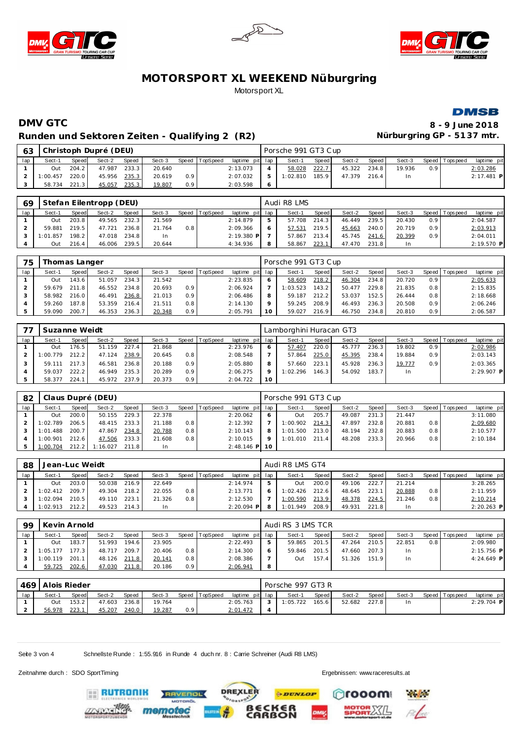# MOTORSPORT XL WEEKEND Nüburgring

Motorsport XL

## DMV GTC

**Runden und Sektoren Zeiten - Qualifying 2 (R2)**

8 - 9 June 2018

Nürburgring GP - 5137 mtr.

### 63 Christoph Dupré (DEU) — Porsche 991 GT3 Cup

| lap | Sect-1 | Speed | Sect-2 | Speed | Sect-3 | Speed | TopSpeed | laptime | pit |
|---|---|---|---|---|---|---|---|---|---|
| 1 | Out | 204.2 | 47.987 | 233.3 | 20.640 | | | 2:13.073 | |
| 2 | 1:00.457 | 220.0 | 45.956 | 235.3 | 20.619 | 0.9 | | 2:07.032 | |
| 3 | 58.734 | 221.3 | 45.057 | 235.3 | 19.807 | 0.9 | | 2:03.598 | |
| 4 | 58.028 | 222.7 | 45.322 | 234.8 | 19.936 | 0.9 | | 2:03.286 | |
| 5 | 1:02.810 | 185.9 | 47.379 | 216.4 | In | | | 2:17.481 | P |
| 6 | | | | | | | | | |

### 69 Stefan Eilentropp (DEU) — Audi R8 LMS

| lap | Sect-1 | Speed | Sect-2 | Speed | Sect-3 | Speed | TopSpeed | laptime | pit |
|---|---|---|---|---|---|---|---|---|---|
| 1 | Out | 203.8 | 49.565 | 232.3 | 21.569 | | | 2:14.879 | |
| 2 | 59.881 | 219.5 | 47.721 | 236.8 | 21.764 | 0.8 | | 2:09.366 | |
| 3 | 1:01.857 | 198.2 | 47.018 | 234.8 | In | | | 2:19.380 | P |
| 4 | Out | 216.4 | 46.006 | 239.5 | 20.644 | | | 4:34.936 | |
| 5 | 57.708 | 214.3 | 46.449 | 239.5 | 20.430 | 0.9 | | 2:04.587 | |
| 6 | 57.531 | 219.5 | 45.663 | 240.0 | 20.719 | 0.9 | | 2:03.913 | |
| 7 | 57.867 | 213.4 | 45.745 | 241.6 | 20.399 | 0.9 | | 2:04.011 | |
| 8 | 58.867 | 223.1 | 47.470 | 231.8 | In | | | 2:19.570 | P |

### 75 Thomas Langer — Porsche 991 GT3 Cup

| lap | Sect-1 | Speed | Sect-2 | Speed | Sect-3 | Speed | TopSpeed | laptime | pit |
|---|---|---|---|---|---|---|---|---|---|
| 1 | Out | 143.6 | 51.057 | 234.3 | 21.542 | | | 2:23.835 | |
| 2 | 59.679 | 211.8 | 46.552 | 234.8 | 20.693 | 0.9 | | 2:06.924 | |
| 3 | 58.982 | 216.0 | 46.491 | 236.8 | 21.013 | 0.9 | | 2:06.486 | |
| 4 | 59.260 | 187.8 | 53.359 | 216.4 | 21.511 | 0.8 | | 2:14.130 | |
| 5 | 59.090 | 200.7 | 46.353 | 236.3 | 20.348 | 0.9 | | 2:05.791 | |
| 6 | 58.609 | 218.2 | 46.304 | 234.8 | 20.720 | 0.9 | | 2:05.633 | |
| 7 | 1:03.523 | 143.2 | 50.477 | 229.8 | 21.835 | 0.8 | | 2:15.835 | |
| 8 | 59.187 | 212.2 | 53.037 | 152.5 | 26.444 | 0.8 | | 2:18.668 | |
| 9 | 59.245 | 208.9 | 46.493 | 236.3 | 20.508 | 0.9 | | 2:06.246 | |
| 10 | 59.027 | 216.9 | 46.750 | 234.8 | 20.810 | 0.9 | | 2:06.587 | |

### 77 Suzanne Weidt — Lamborghini Huracan GT3

| lap | Sect-1 | Speed | Sect-2 | Speed | Sect-3 | Speed | TopSpeed | laptime | pit |
|---|---|---|---|---|---|---|---|---|---|
| 1 | Out | 176.5 | 51.159 | 227.4 | 21.868 | | | 2:23.976 | |
| 2 | 1:00.779 | 212.2 | 47.124 | 238.9 | 20.645 | 0.8 | | 2:08.548 | |
| 3 | 59.111 | 217.3 | 46.581 | 236.8 | 20.188 | 0.9 | | 2:05.880 | |
| 4 | 59.037 | 222.2 | 46.949 | 235.3 | 20.289 | 0.9 | | 2:06.275 | |
| 5 | 58.377 | 224.1 | 45.972 | 237.9 | 20.373 | 0.9 | | 2:04.722 | |
| 6 | 57.407 | 220.0 | 45.777 | 236.3 | 19.802 | 0.9 | | 2:02.986 | |
| 7 | 57.864 | 225.0 | 45.395 | 238.4 | 19.884 | 0.9 | | 2:03.143 | |
| 8 | 57.660 | 223.1 | 45.928 | 236.3 | 19.777 | 0.9 | | 2:03.365 | |
| 9 | 1:02.296 | 146.3 | 54.092 | 183.7 | In | | | 2:29.907 | P |
| 10 | | | | | | | | | |

### 82 Claus Dupré (DEU) — Porsche 991 GT3 Cup

| lap | Sect-1 | Speed | Sect-2 | Speed | Sect-3 | Speed | TopSpeed | laptime | pit |
|---|---|---|---|---|---|---|---|---|---|
| 1 | Out | 200.0 | 50.155 | 229.3 | 21.868 | | | 2:20.062 | |
| 2 | 1:02.789 | 206.5 | 48.415 | 233.3 | 21.188 | 0.8 | | 2:12.392 | |
| 3 | 1:01.488 | 200.7 | 47.867 | 234.8 | 20.788 | 0.8 | | 2:10.143 | |
| 4 | 1:00.901 | 212.6 | 47.506 | 233.3 | 21.608 | 0.8 | | 2:10.015 | |
| 5 | 1:00.704 | 212.2 | 1:16.027 | 211.8 | In | | | 2:48.146 | P |
| 6 | Out | 205.7 | 49.087 | 231.3 | 21.447 | | | 3:11.080 | |
| 7 | 1:00.902 | 214.3 | 47.897 | 232.8 | 20.881 | 0.8 | | 2:09.680 | |
| 8 | 1:01.500 | 213.0 | 48.194 | 232.8 | 20.883 | 0.8 | | 2:10.577 | |
| 9 | 1:01.010 | 211.4 | 48.208 | 233.3 | 20.966 | 0.8 | | 2:10.184 | |
| 10 | | | | | | | | | |

### 88 Jean-Luc Weidt — Audi R8 LMS GT4

| lap | Sect-1 | Speed | Sect-2 | Speed | Sect-3 | Speed | TopSpeed | laptime | pit |
|---|---|---|---|---|---|---|---|---|---|
| 1 | Out | 203.0 | 50.038 | 216.9 | 22.649 | | | 2:14.974 | |
| 2 | 1:02.412 | 209.7 | 49.304 | 218.2 | 22.055 | 0.8 | | 2:13.771 | |
| 3 | 1:02.094 | 210.5 | 49.110 | 223.1 | 21.326 | 0.8 | | 2:12.530 | |
| 4 | 1:02.913 | 212.2 | 49.523 | 214.3 | In | | | 2:20.094 | P |
| 5 | Out | 200.0 | 49.106 | 222.7 | 21.214 | | | 3:28.265 | |
| 6 | 1:02.426 | 212.6 | 48.645 | 223.1 | 20.888 | 0.8 | | 2:11.959 | |
| 7 | 1:00.590 | 213.9 | 48.378 | 224.5 | 21.246 | 0.8 | | 2:10.214 | |
| 8 | 1:01.949 | 208.9 | 49.931 | 221.8 | In | | | 2:20.263 | P |

### 99 Kevin Arnold — Audi RS 3 LMS TCR

| lap | Sect-1 | Speed | Sect-2 | Speed | Sect-3 | Speed | TopSpeed | laptime | pit |
|---|---|---|---|---|---|---|---|---|---|
| 1 | Out | 183.7 | 51.993 | 194.6 | 23.905 | | | 2:22.493 | |
| 2 | 1:05.177 | 177.3 | 48.717 | 209.7 | 20.406 | 0.8 | | 2:14.300 | |
| 3 | 1:00.119 | 201.1 | 48.126 | 211.8 | 20.141 | 0.8 | | 2:08.386 | |
| 4 | 59.725 | 202.6 | 47.030 | 211.8 | 20.186 | 0.9 | | 2:06.941 | |
| 5 | 59.865 | 201.5 | 47.264 | 210.5 | 22.851 | 0.8 | | 2:09.980 | |
| 6 | 59.846 | 201.5 | 47.660 | 207.3 | In | | | 2:15.756 | P |
| 7 | Out | 157.4 | 51.326 | 151.9 | In | | | 4:24.649 | P |
| 8 | | | | | | | | | |

### 469 Alois Rieder — Porsche 997 GT3 R

| lap | Sect-1 | Speed | Sect-2 | Speed | Sect-3 | Speed | TopSpeed | laptime | pit |
|---|---|---|---|---|---|---|---|---|---|
| 1 | Out | 153.2 | 47.603 | 236.8 | 19.764 | | | 2:05.763 | |
| 2 | 56.978 | 223.1 | 45.207 | 240.0 | 19.287 | 0.9 | | 2:01.472 | |
| 3 | 1:05.722 | 165.6 | 52.682 | 227.8 | In | | | 2:29.704 | P |
| 4 | | | | | | | | | |

Schnellste Runde : 1:55.916 in Runde 4 duch nr. 8 : Carrie Schreiner (Audi R8 LMS)

Zeitnahme durch : SDO SportTiming

Ergebnissen: www.raceresults.at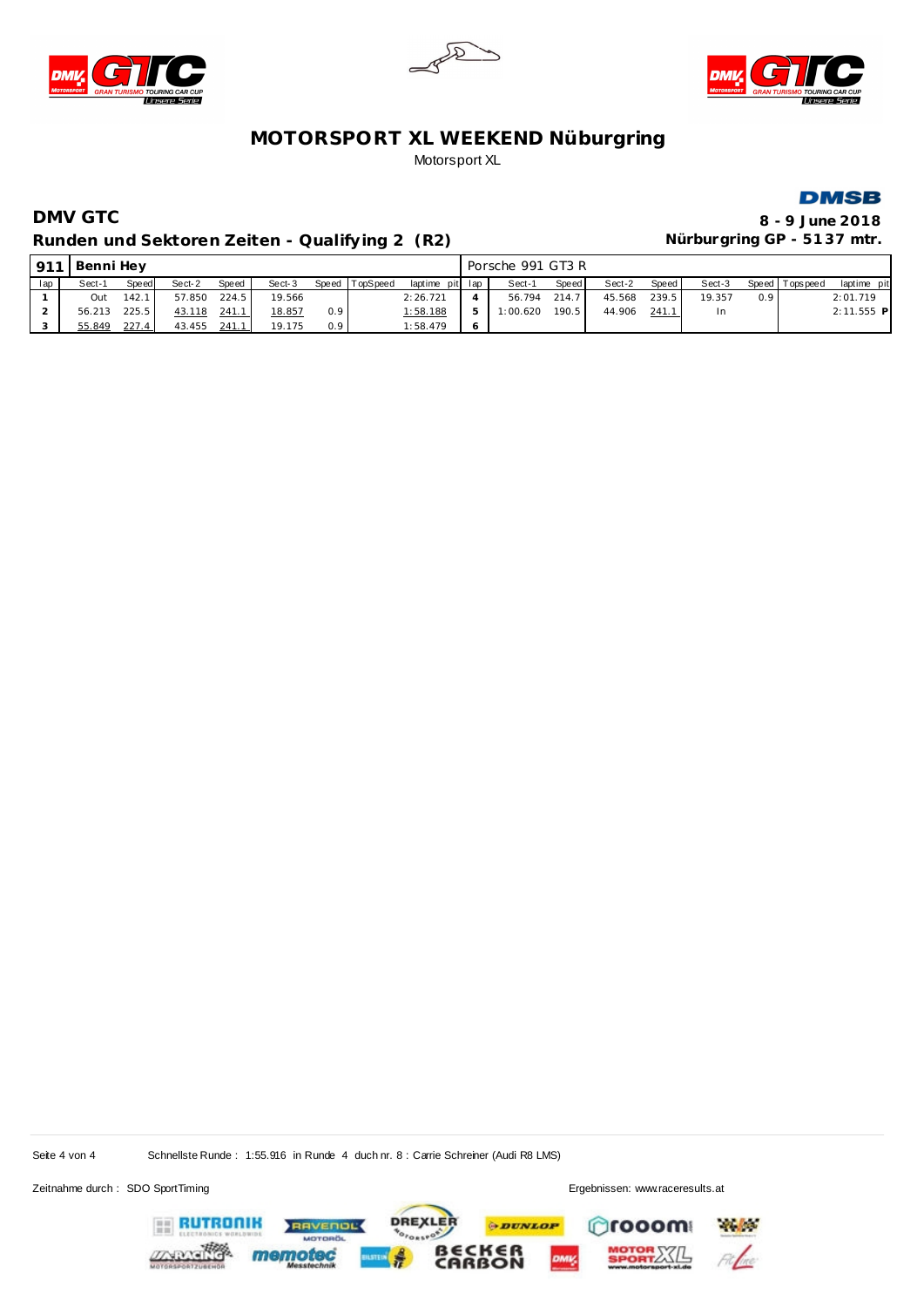# MOTORSPORT XL WEEKEND Nüburgring

Motorsport XL

## DMV GTC

**8 - 9 June 2018**

### Runden und Sektoren Zeiten - Qualifying 2 (R2)

**Nürburgring GP - 5137 mtr.**

| **911** | **Benni Hey** | | | | | | | | | Porsche 991 GT3 R | | | | | | | | |
|---|---|---|---|---|---|---|---|---|---|---|---|---|---|---|---|---|---|---|
| lap | Sect-1 | Speed | Sect-2 | Speed | Sect-3 | Speed | TopSpeed | laptime pit | lap | Sect-1 | Speed | Sect-2 | Speed | Sect-3 | Speed | Topspeed | laptime pit |
| **1** | Out | 142.1 | 57.850 | 224.5 | 19.566 | | | 2:26.721 | **4** | 56.794 | 214.7 | 45.568 | 239.5 | 19.357 | 0.9 | | 2:01.719 |
| **2** | 56.213 | 225.5 | 43.118 | 241.1 | 18.857 | 0.9 | | 1:58.188 | **5** | 1:00.620 | 190.5 | 44.906 | 241.1 | In | | | 2:11.555 **P** |
| **3** | 55.849 | 227.4 | 43.455 | 241.1 | 19.175 | 0.9 | | 1:58.479 | **6** | | | | | | | | |

Schnellste Runde : 1:55.916 in Runde 4 duch nr. 8 : Carrie Schreiner (Audi R8 LMS)

Zeitnahme durch : SDO SportTiming

Ergebnissen: www.raceresults.at